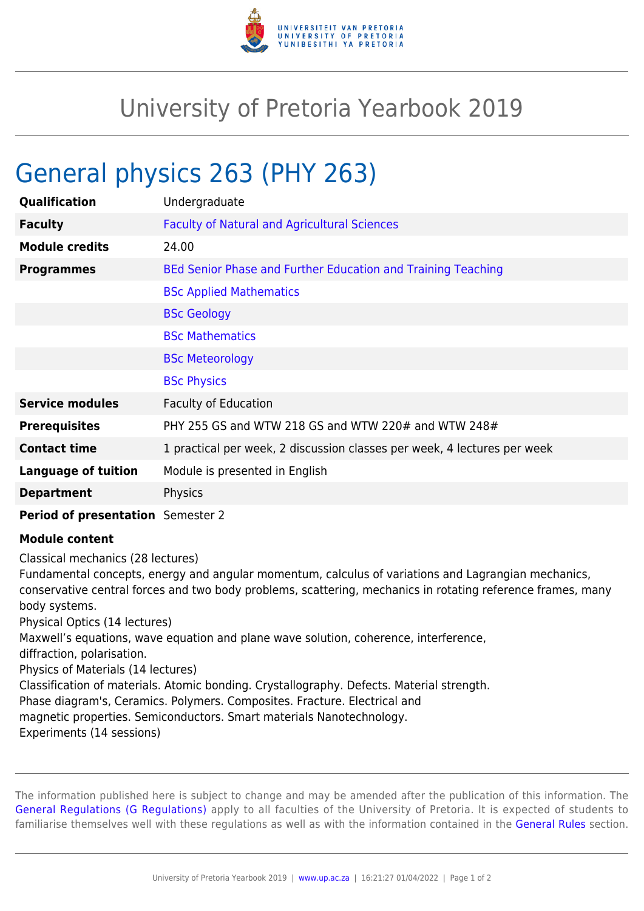# University of Pretoria Yearbook 2019

## General physics 263 (PHY 263)

| | |
|---|---|
| **Qualification** | Undergraduate |
| **Faculty** | Faculty of Natural and Agricultural Sciences |
| **Module credits** | 24.00 |
| **Programmes** | BEd Senior Phase and Further Education and Training Teaching |
| | BSc Applied Mathematics |
| | BSc Geology |
| | BSc Mathematics |
| | BSc Meteorology |
| | BSc Physics |
| **Service modules** | Faculty of Education |
| **Prerequisites** | PHY 255 GS and WTW 218 GS and WTW 220# and WTW 248# |
| **Contact time** | 1 practical per week, 2 discussion classes per week, 4 lectures per week |
| **Language of tuition** | Module is presented in English |
| **Department** | Physics |
| **Period of presentation** | Semester 2 |

**Module content**

Classical mechanics (28 lectures)
Fundamental concepts, energy and angular momentum, calculus of variations and Lagrangian mechanics, conservative central forces and two body problems, scattering, mechanics in rotating reference frames, many body systems.
Physical Optics (14 lectures)
Maxwell's equations, wave equation and plane wave solution, coherence, interference, diffraction, polarisation.
Physics of Materials (14 lectures)
Classification of materials. Atomic bonding. Crystallography. Defects. Material strength. Phase diagram's, Ceramics. Polymers. Composites. Fracture. Electrical and magnetic properties. Semiconductors. Smart materials Nanotechnology.
Experiments (14 sessions)

The information published here is subject to change and may be amended after the publication of this information. The General Regulations (G Regulations) apply to all faculties of the University of Pretoria. It is expected of students to familiarise themselves well with these regulations as well as with the information contained in the General Rules section.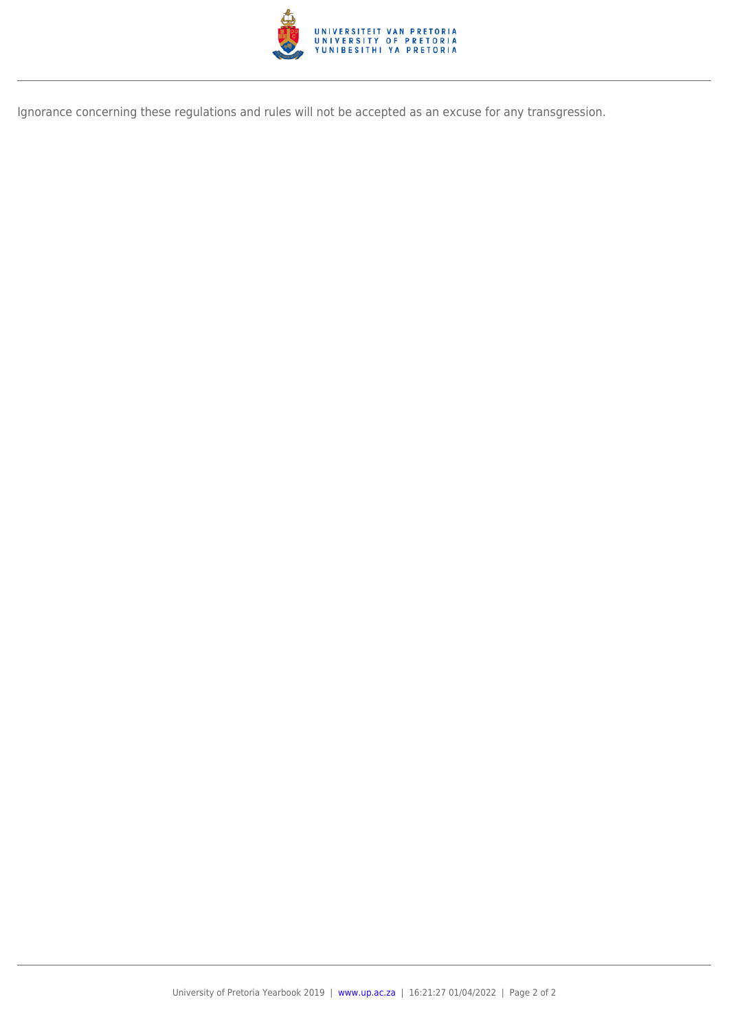Ignorance concerning these regulations and rules will not be accepted as an excuse for any transgression.